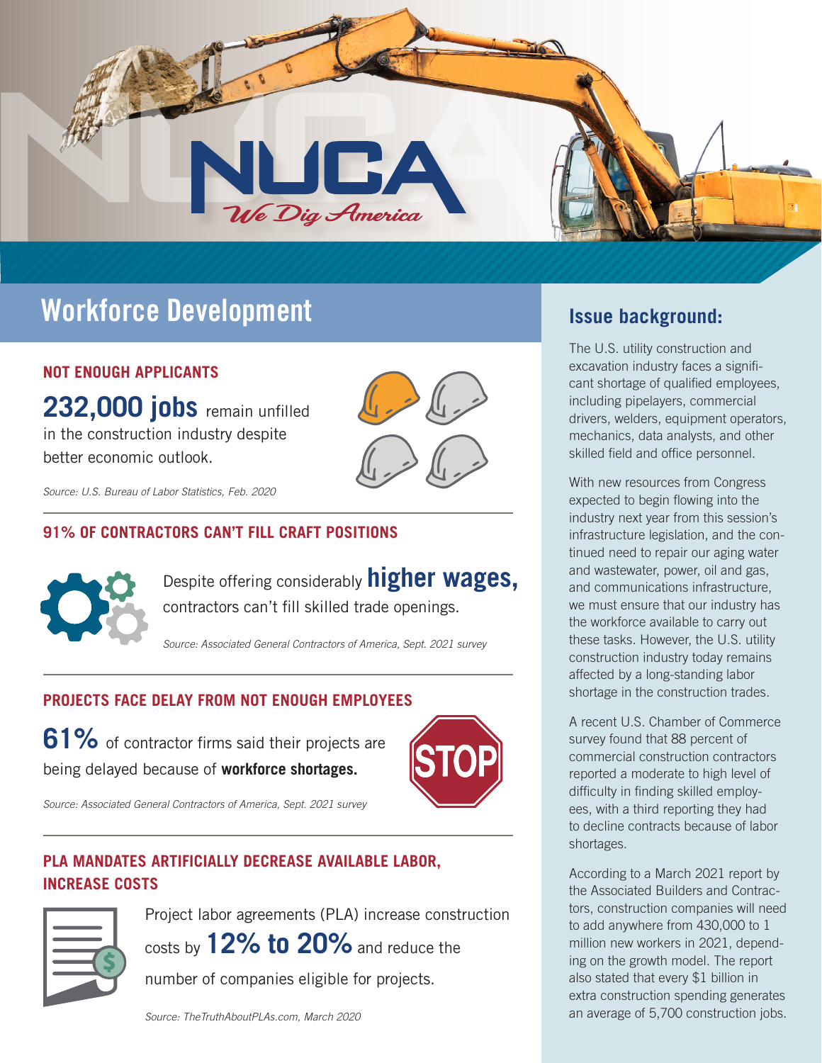# NUCA

*We Dig America*

## Workforce Development

### NOT ENOUGH APPLICANTS

**232,000 jobs** remain unfilled in the construction industry despite better economic outlook.

*Source: U.S. Bureau of Labor Statistics, Feb. 2020*

### 91% OF CONTRACTORS CAN'T FILL CRAFT POSITIONS

Despite offering considerably **higher wages,** contractors can't fill skilled trade openings.

*Source: Associated General Contractors of America, Sept. 2021 survey*

### PROJECTS FACE DELAY FROM NOT ENOUGH EMPLOYEES

**61%** of contractor firms said their projects are being delayed because of **workforce shortages.**

*Source: Associated General Contractors of America, Sept. 2021 survey*

### PLA MANDATES ARTIFICIALLY DECREASE AVAILABLE LABOR, INCREASE COSTS

Project labor agreements (PLA) increase construction costs by **12% to 20%** and reduce the number of companies eligible for projects.

*Source: TheTruthAboutPLAs.com, March 2020*

## Issue background:

The U.S. utility construction and excavation industry faces a significant shortage of qualified employees, including pipelayers, commercial drivers, welders, equipment operators, mechanics, data analysts, and other skilled field and office personnel.

With new resources from Congress expected to begin flowing into the industry next year from this session's infrastructure legislation, and the continued need to repair our aging water and wastewater, power, oil and gas, and communications infrastructure, we must ensure that our industry has the workforce available to carry out these tasks. However, the U.S. utility construction industry today remains affected by a long-standing labor shortage in the construction trades.

A recent U.S. Chamber of Commerce survey found that 88 percent of commercial construction contractors reported a moderate to high level of difficulty in finding skilled employees, with a third reporting they had to decline contracts because of labor shortages.

According to a March 2021 report by the Associated Builders and Contractors, construction companies will need to add anywhere from 430,000 to 1 million new workers in 2021, depending on the growth model. The report also stated that every $1 billion in extra construction spending generates an average of 5,700 construction jobs.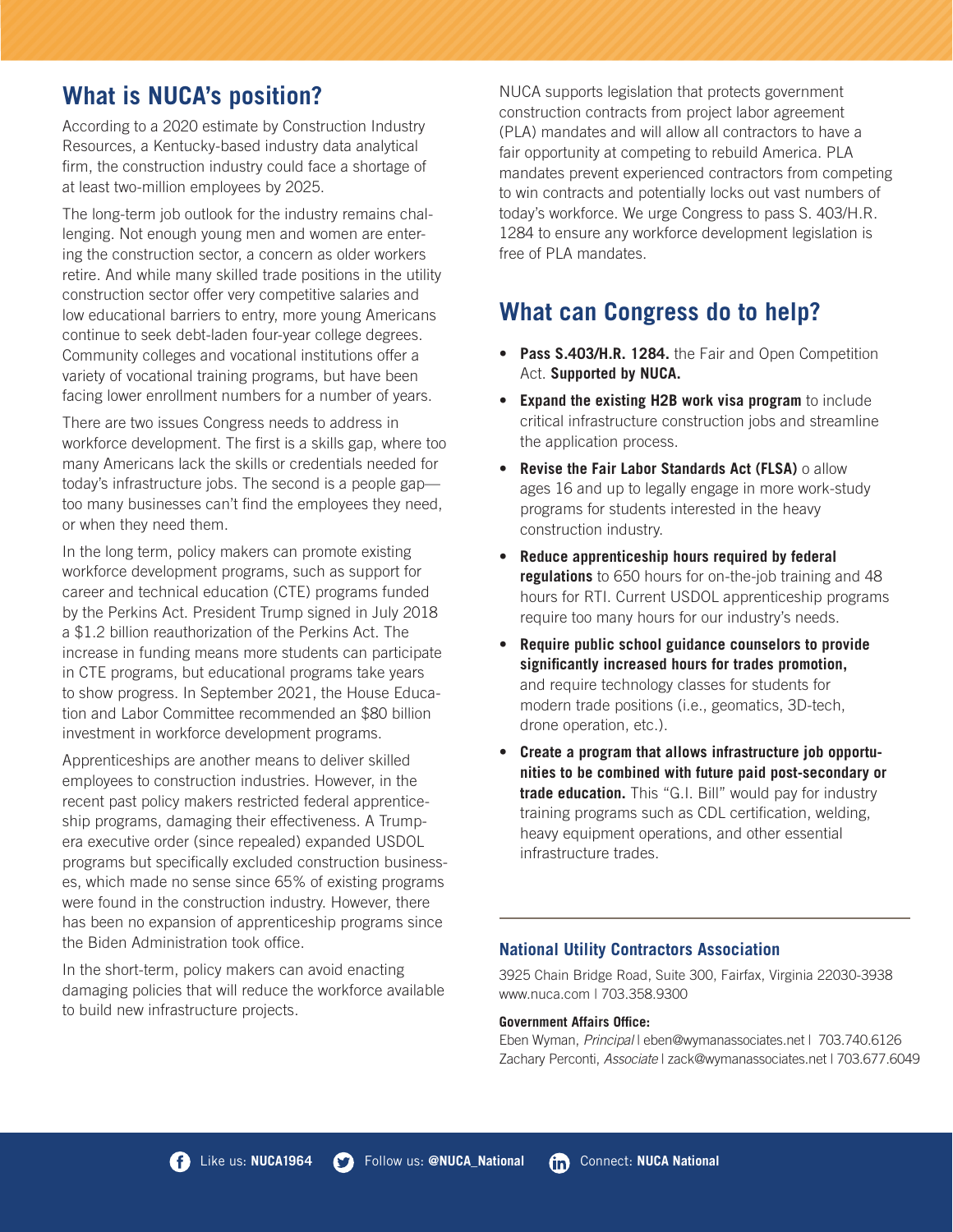## What is NUCA's position?

According to a 2020 estimate by Construction Industry Resources, a Kentucky-based industry data analytical firm, the construction industry could face a shortage of at least two-million employees by 2025.

The long-term job outlook for the industry remains challenging. Not enough young men and women are entering the construction sector, a concern as older workers retire. And while many skilled trade positions in the utility construction sector offer very competitive salaries and low educational barriers to entry, more young Americans continue to seek debt-laden four-year college degrees. Community colleges and vocational institutions offer a variety of vocational training programs, but have been facing lower enrollment numbers for a number of years.

There are two issues Congress needs to address in workforce development. The first is a skills gap, where too many Americans lack the skills or credentials needed for today's infrastructure jobs. The second is a people gap—too many businesses can't find the employees they need, or when they need them.

In the long term, policy makers can promote existing workforce development programs, such as support for career and technical education (CTE) programs funded by the Perkins Act. President Trump signed in July 2018 a $1.2 billion reauthorization of the Perkins Act. The increase in funding means more students can participate in CTE programs, but educational programs take years to show progress. In September 2021, the House Education and Labor Committee recommended an $80 billion investment in workforce development programs.

Apprenticeships are another means to deliver skilled employees to construction industries. However, in the recent past policy makers restricted federal apprenticeship programs, damaging their effectiveness. A Trump-era executive order (since repealed) expanded USDOL programs but specifically excluded construction businesses, which made no sense since 65% of existing programs were found in the construction industry. However, there has been no expansion of apprenticeship programs since the Biden Administration took office.

In the short-term, policy makers can avoid enacting damaging policies that will reduce the workforce available to build new infrastructure projects.

NUCA supports legislation that protects government construction contracts from project labor agreement (PLA) mandates and will allow all contractors to have a fair opportunity at competing to rebuild America. PLA mandates prevent experienced contractors from competing to win contracts and potentially locks out vast numbers of today's workforce. We urge Congress to pass S. 403/H.R. 1284 to ensure any workforce development legislation is free of PLA mandates.

## What can Congress do to help?

- **Pass S.403/H.R. 1284.** the Fair and Open Competition Act. **Supported by NUCA.**
- **Expand the existing H2B work visa program** to include critical infrastructure construction jobs and streamline the application process.
- **Revise the Fair Labor Standards Act (FLSA)** o allow ages 16 and up to legally engage in more work-study programs for students interested in the heavy construction industry.
- **Reduce apprenticeship hours required by federal regulations** to 650 hours for on-the-job training and 48 hours for RTI. Current USDOL apprenticeship programs require too many hours for our industry's needs.
- **Require public school guidance counselors to provide significantly increased hours for trades promotion,** and require technology classes for students for modern trade positions (i.e., geomatics, 3D-tech, drone operation, etc.).
- **Create a program that allows infrastructure job opportunities to be combined with future paid post-secondary or trade education.** This "G.I. Bill" would pay for industry training programs such as CDL certification, welding, heavy equipment operations, and other essential infrastructure trades.

### National Utility Contractors Association

3925 Chain Bridge Road, Suite 300, Fairfax, Virginia 22030-3938
www.nuca.com | 703.358.9300

**Government Affairs Office:**
Eben Wyman, *Principal* | eben@wymanassociates.net | 703.740.6126
Zachary Perconti, *Associate* | zack@wymanassociates.net | 703.677.6049

Like us: **NUCA1964** Follow us: **@NUCA_National** Connect: **NUCA National**